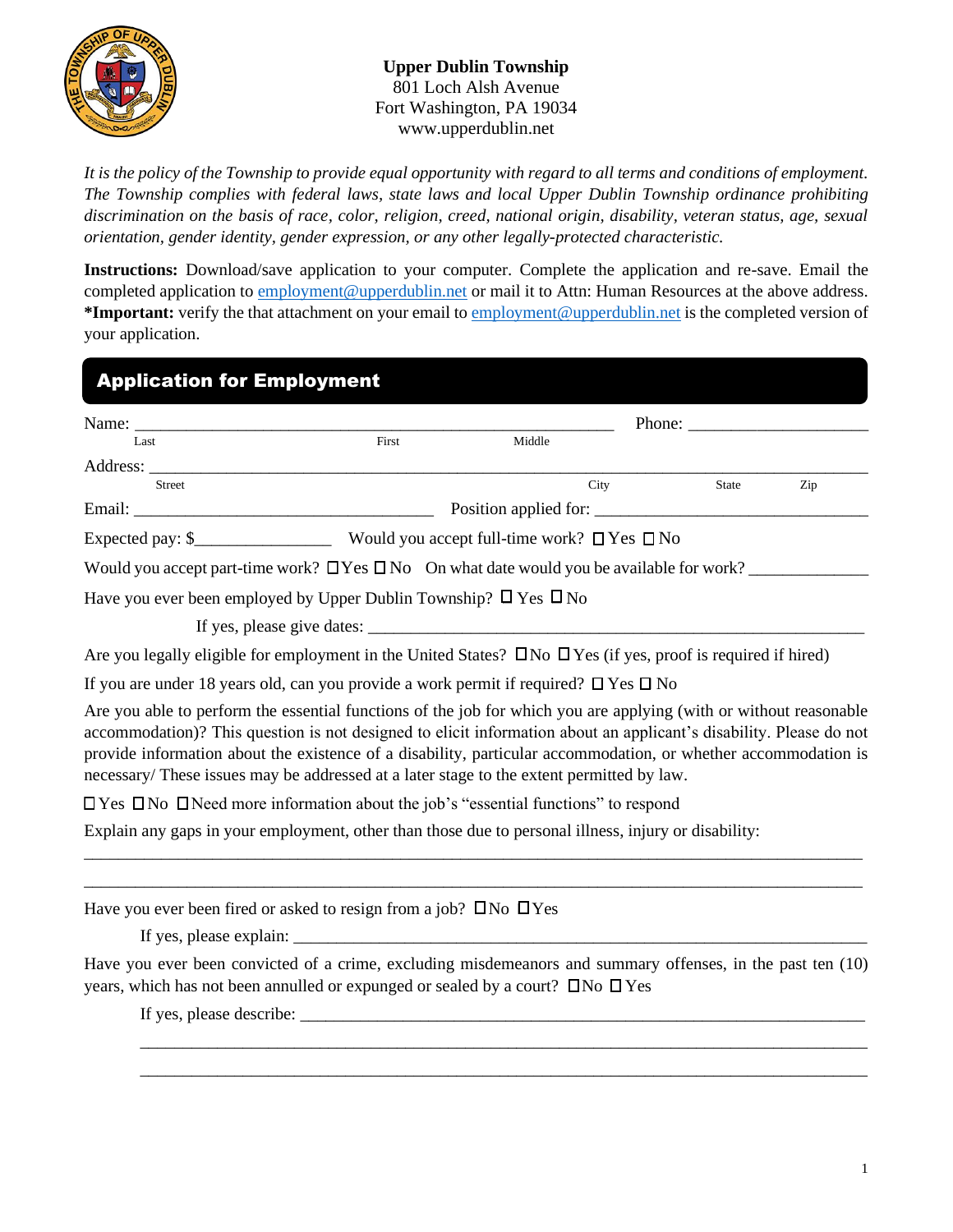**Upper Dublin Township**
801 Loch Alsh Avenue
Fort Washington, PA 19034
www.upperdublin.net

*It is the policy of the Township to provide equal opportunity with regard to all terms and conditions of employment. The Township complies with federal laws, state laws and local Upper Dublin Township ordinance prohibiting discrimination on the basis of race, color, religion, creed, national origin, disability, veteran status, age, sexual orientation, gender identity, gender expression, or any other legally-protected characteristic.*

**Instructions:** Download/save application to your computer. Complete the application and re-save. Email the completed application to employment@upperdublin.net or mail it to Attn: Human Resources at the above address. ***Important:** verify the that attachment on your email to employment@upperdublin.net is the completed version of your application.

## Application for Employment

Name: ______________________________________________ Phone: ____________________
Last First Middle

Address: ______________________________________________________________________
Street City State Zip

Email: ______________________________ Position applied for: ____________________________

Expected pay: $______________ Would you accept full-time work? ☐ Yes ☐ No

Would you accept part-time work? ☐ Yes ☐ No On what date would you be available for work? ____________

Have you ever been employed by Upper Dublin Township? ☐ Yes ☐ No

If yes, please give dates: ______________________________________________________

Are you legally eligible for employment in the United States? ☐ No ☐ Yes (if yes, proof is required if hired)

If you are under 18 years old, can you provide a work permit if required? ☐ Yes ☐ No

Are you able to perform the essential functions of the job for which you are applying (with or without reasonable accommodation)? This question is not designed to elicit information about an applicant's disability. Please do not provide information about the existence of a disability, particular accommodation, or whether accommodation is necessary/ These issues may be addressed at a later stage to the extent permitted by law.

☐ Yes ☐ No ☐ Need more information about the job's "essential functions" to respond

Explain any gaps in your employment, other than those due to personal illness, injury or disability:

________________________________________________________________________________

________________________________________________________________________________

Have you ever been fired or asked to resign from a job? ☐ No ☐ Yes

If yes, please explain: __________________________________________________________

Have you ever been convicted of a crime, excluding misdemeanors and summary offenses, in the past ten (10) years, which has not been annulled or expunged or sealed by a court? ☐ No ☐ Yes

If yes, please describe: _________________________________________________________

________________________________________________________________________________

________________________________________________________________________________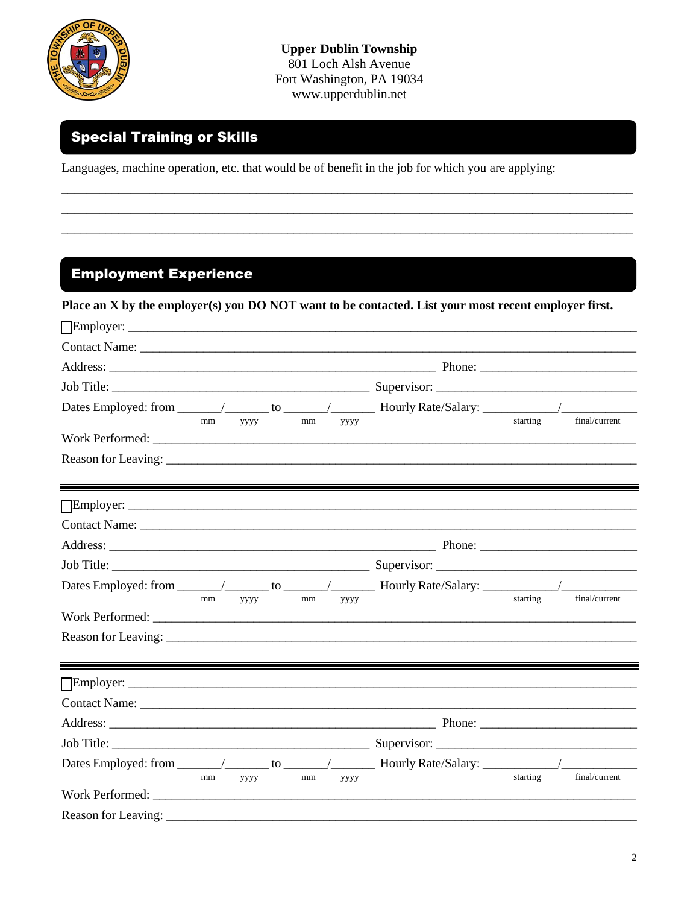**Upper Dublin Township**
801 Loch Alsh Avenue
Fort Washington, PA 19034
www.upperdublin.net

## Special Training or Skills

Languages, machine operation, etc. that would be of benefit in the job for which you are applying:

_______________________________________________________________________________

_______________________________________________________________________________

_______________________________________________________________________________

## Employment Experience

**Place an X by the employer(s) you DO NOT want to be contacted. List your most recent employer first.**

☐Employer: ____________________________________________________________________

Contact Name: _________________________________________________________________

Address: _____________________________________________ Phone: ____________________

Job Title: ___________________________________ Supervisor: _________________________

Dates Employed: from ______/______ to ______/______ Hourly Rate/Salary: __________/__________
(mm yyyy mm yyyy; starting final/current)

Work Performed: _______________________________________________________________

Reason for Leaving: _____________________________________________________________

---

☐Employer: ____________________________________________________________________

Contact Name: _________________________________________________________________

Address: _____________________________________________ Phone: ____________________

Job Title: ___________________________________ Supervisor: _________________________

Dates Employed: from ______/______ to ______/______ Hourly Rate/Salary: __________/__________
(mm yyyy mm yyyy; starting final/current)

Work Performed: _______________________________________________________________

Reason for Leaving: _____________________________________________________________

---

☐Employer: ____________________________________________________________________

Contact Name: _________________________________________________________________

Address: _____________________________________________ Phone: ____________________

Job Title: ___________________________________ Supervisor: _________________________

Dates Employed: from ______/______ to ______/______ Hourly Rate/Salary: __________/__________
(mm yyyy mm yyyy; starting final/current)

Work Performed: _______________________________________________________________

Reason for Leaving: _____________________________________________________________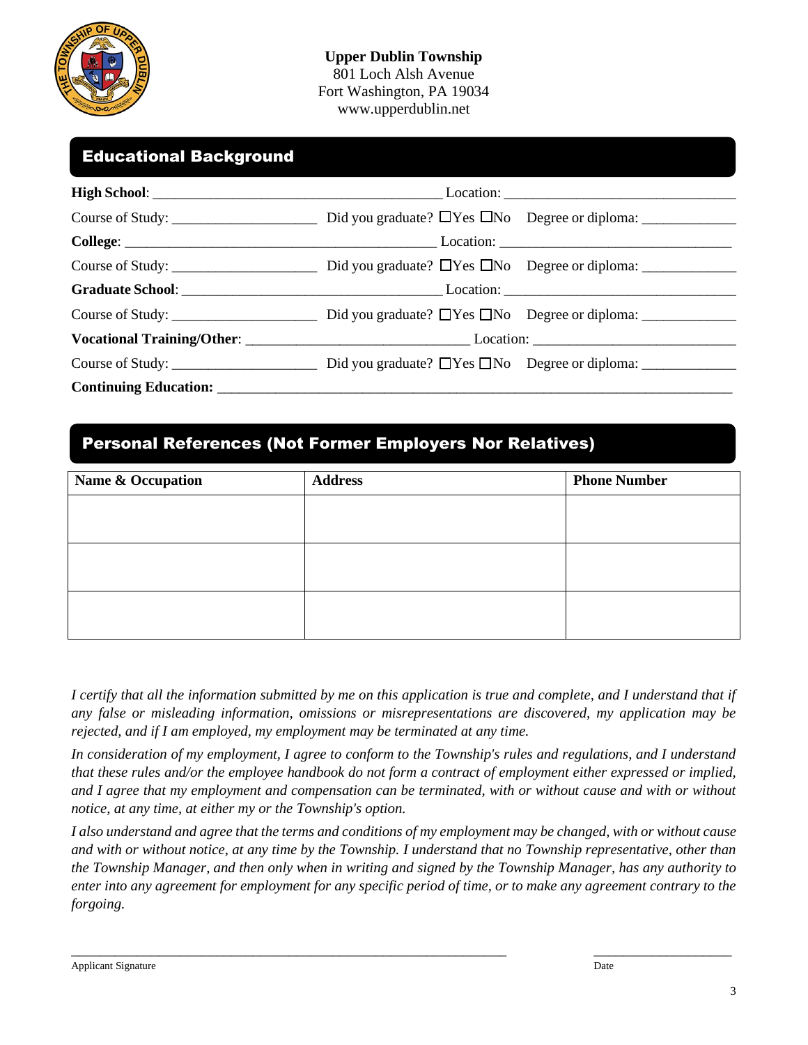**Upper Dublin Township**
801 Loch Alsh Avenue
Fort Washington, PA 19034
www.upperdublin.net

## Educational Background

**High School**: ______________________________________ Location: ______________________________

Course of Study: ___________________ Did you graduate? ☐Yes ☐No Degree or diploma: ____________

**College**: _________________________________________ Location: ______________________________

Course of Study: ___________________ Did you graduate? ☐Yes ☐No Degree or diploma: ____________

**Graduate School**: ___________________________________ Location: ______________________________

Course of Study: ___________________ Did you graduate? ☐Yes ☐No Degree or diploma: ____________

**Vocational Training/Other**: _____________________________ Location: __________________________

Course of Study: ___________________ Did you graduate? ☐Yes ☐No Degree or diploma: ____________

**Continuing Education:** ______________________________________________________________________

## Personal References (Not Former Employers Nor Relatives)

| Name & Occupation | Address | Phone Number |
|---|---|---|
| | | |
| | | |
| | | |

*I certify that all the information submitted by me on this application is true and complete, and I understand that if any false or misleading information, omissions or misrepresentations are discovered, my application may be rejected, and if I am employed, my employment may be terminated at any time.*

*In consideration of my employment, I agree to conform to the Township's rules and regulations, and I understand that these rules and/or the employee handbook do not form a contract of employment either expressed or implied, and I agree that my employment and compensation can be terminated, with or without cause and with or without notice, at any time, at either my or the Township's option.*

*I also understand and agree that the terms and conditions of my employment may be changed, with or without cause and with or without notice, at any time by the Township. I understand that no Township representative, other than the Township Manager, and then only when in writing and signed by the Township Manager, has any authority to enter into any agreement for employment for any specific period of time, or to make any agreement contrary to the forgoing.*

_______________________________________________________________ ____________________

Applicant Signature Date